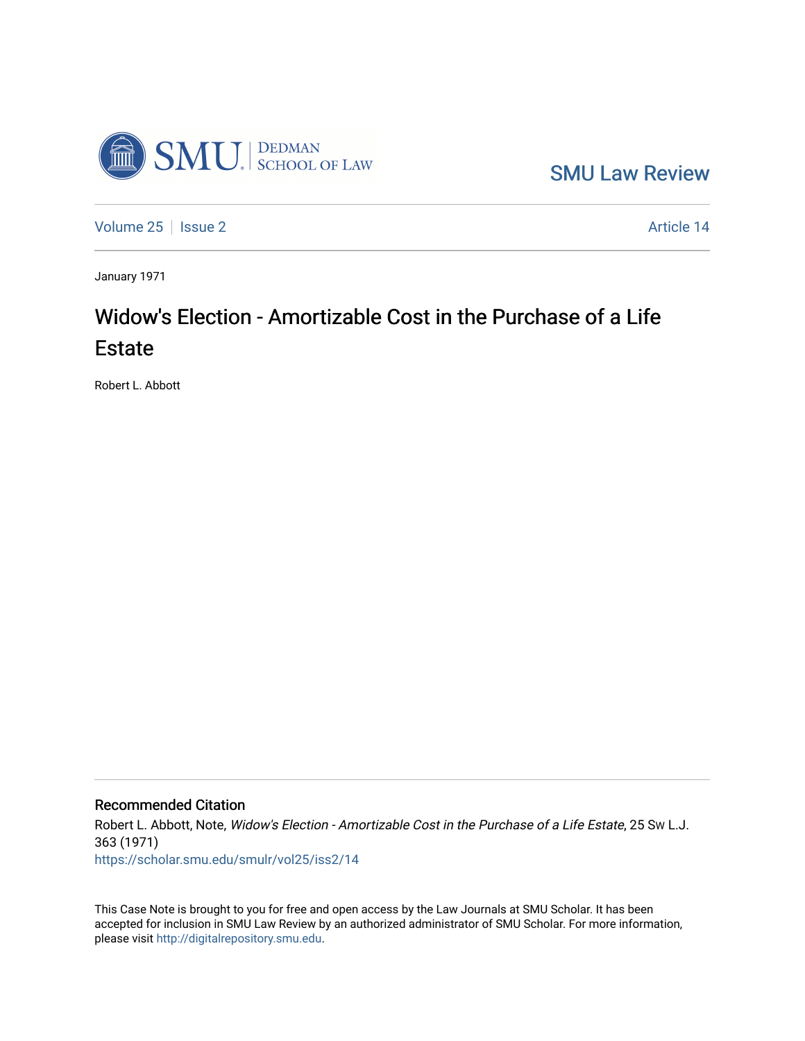SMU Law Review

Volume 25 | Issue 2 | Article 14

January 1971

# Widow's Election - Amortizable Cost in the Purchase of a Life Estate

Robert L. Abbott

## Recommended Citation

Robert L. Abbott, Note, *Widow's Election - Amortizable Cost in the Purchase of a Life Estate*, 25 Sw L.J. 363 (1971)

https://scholar.smu.edu/smulr/vol25/iss2/14

This Case Note is brought to you for free and open access by the Law Journals at SMU Scholar. It has been accepted for inclusion in SMU Law Review by an authorized administrator of SMU Scholar. For more information, please visit http://digitalrepository.smu.edu.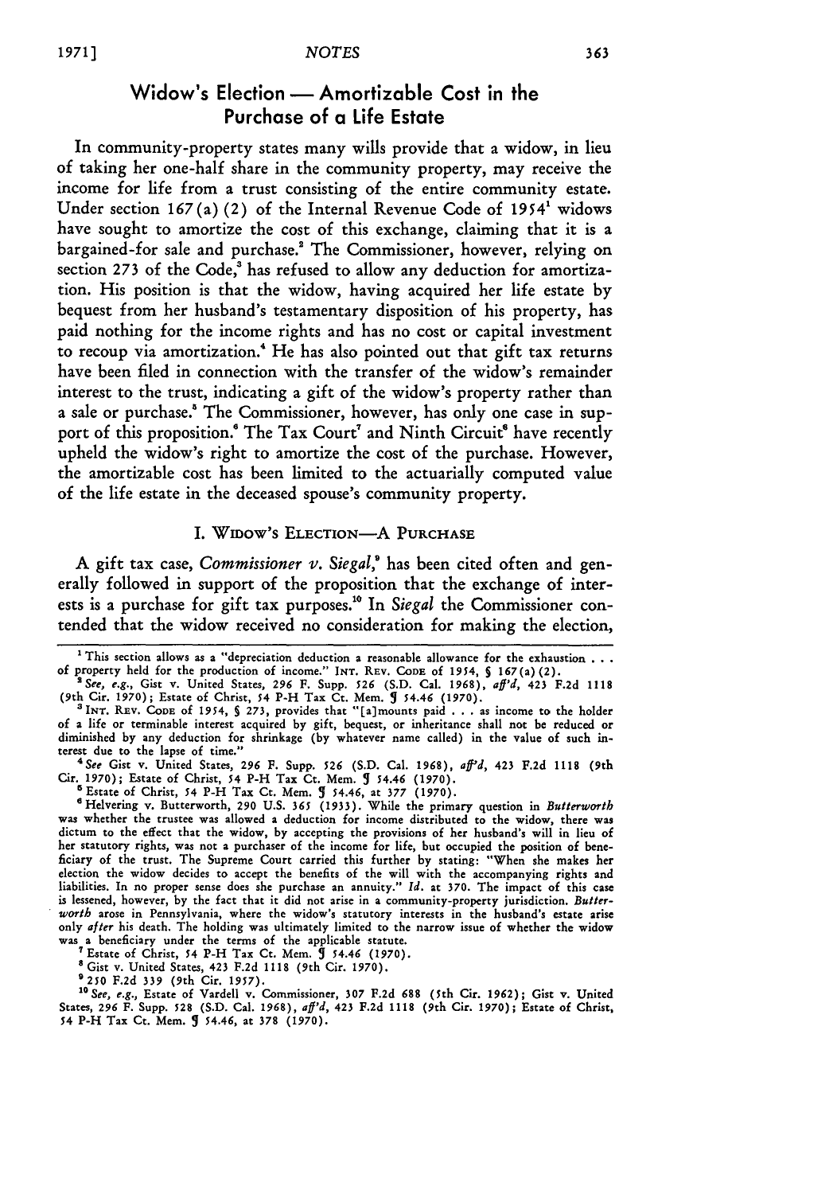## Widow's Election — Amortizable Cost in the Purchase of a Life Estate

In community-property states many wills provide that a widow, in lieu of taking her one-half share in the community property, may receive the income for life from a trust consisting of the entire community estate. Under section 167(a)(2) of the Internal Revenue Code of 1954[1] widows have sought to amortize the cost of this exchange, claiming that it is a bargained-for sale and purchase.[2] The Commissioner, however, relying on section 273 of the Code,[3] has refused to allow any deduction for amortization. His position is that the widow, having acquired her life estate by bequest from her husband's testamentary disposition of his property, has paid nothing for the income rights and has no cost or capital investment to recoup via amortization.[4] He has also pointed out that gift tax returns have been filed in connection with the transfer of the widow's remainder interest to the trust, indicating a gift of the widow's property rather than a sale or purchase.[5] The Commissioner, however, has only one case in support of this proposition.[6] The Tax Court[7] and Ninth Circuit[8] have recently upheld the widow's right to amortize the cost of the purchase. However, the amortizable cost has been limited to the actuarially computed value of the life estate in the deceased spouse's community property.

### I. Widow's Election—A Purchase

A gift tax case, *Commissioner v. Siegal*,[9] has been cited often and generally followed in support of the proposition that the exchange of interests is a purchase for gift tax purposes.[10] In *Siegal* the Commissioner contended that the widow received no consideration for making the election,

---

[1] This section allows as a "depreciation deduction a reasonable allowance for the exhaustion . . . of property held for the production of income." INT. REV. CODE of 1954, § 167(a)(2).

[2] *See, e.g.*, Gist v. United States, 296 F. Supp. 526 (S.D. Cal. 1968), *aff'd*, 423 F.2d 1118 (9th Cir. 1970); Estate of Christ, 54 P-H Tax Ct. Mem. ¶ 54.46 (1970).

[3] INT. REV. CODE of 1954, § 273, provides that "[a]mounts paid . . . as income to the holder of a life or terminable interest acquired by gift, bequest, or inheritance shall not be reduced or diminished by any deduction for shrinkage (by whatever name called) in the value of such interest due to the lapse of time."

[4] *See* Gist v. United States, 296 F. Supp. 526 (S.D. Cal. 1968), *aff'd*, 423 F.2d 1118 (9th Cir. 1970); Estate of Christ, 54 P-H Tax Ct. Mem. ¶ 54.46 (1970).

[5] Estate of Christ, 54 P-H Tax Ct. Mem. ¶ 54.46, at 377 (1970).

[6] Helvering v. Butterworth, 290 U.S. 365 (1933). While the primary question in *Butterworth* was whether the trustee was allowed a deduction for income distributed to the widow, there was dictum to the effect that the widow, by accepting the provisions of her husband's will in lieu of her statutory rights, was not a purchaser of the income for life, but occupied the position of beneficiary of the trust. The Supreme Court carried this further by stating: "When she makes her election the widow decides to accept the benefits of the will with the accompanying rights and liabilities. In no proper sense does she purchase an annuity." *Id.* at 370. The impact of this case is lessened, however, by the fact that it did not arise in a community-property jurisdiction. *Butterworth* arose in Pennsylvania, where the widow's statutory interests in the husband's estate arise only *after* his death. The holding was ultimately limited to the narrow issue of whether the widow was a beneficiary under the terms of the applicable statute.

[7] Estate of Christ, 54 P-H Tax Ct. Mem. ¶ 54.46 (1970).

[8] Gist v. United States, 423 F.2d 1118 (9th Cir. 1970).

[9] 250 F.2d 339 (9th Cir. 1957).

[10] *See, e.g.*, Estate of Vardell v. Commissioner, 307 F.2d 688 (5th Cir. 1962); Gist v. United States, 296 F. Supp. 528 (S.D. Cal. 1968), *aff'd*, 423 F.2d 1118 (9th Cir. 1970); Estate of Christ, 54 P-H Tax Ct. Mem. ¶ 54.46, at 378 (1970).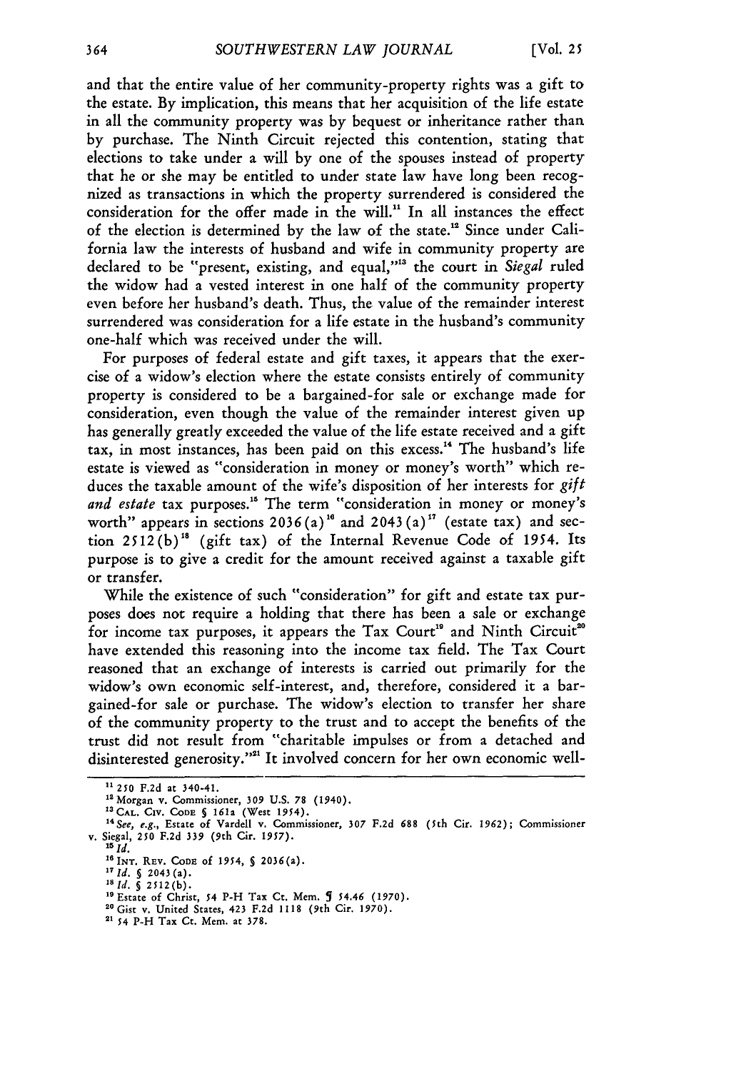and that the entire value of her community-property rights was a gift to the estate. By implication, this means that her acquisition of the life estate in all the community property was by bequest or inheritance rather than by purchase. The Ninth Circuit rejected this contention, stating that elections to take under a will by one of the spouses instead of property that he or she may be entitled to under state law have long been recognized as transactions in which the property surrendered is considered the consideration for the offer made in the will.[11] In all instances the effect of the election is determined by the law of the state.[12] Since under California law the interests of husband and wife in community property are declared to be "present, existing, and equal,"[13] the court in *Siegal* ruled the widow had a vested interest in one half of the community property even before her husband's death. Thus, the value of the remainder interest surrendered was consideration for a life estate in the husband's community one-half which was received under the will.

For purposes of federal estate and gift taxes, it appears that the exercise of a widow's election where the estate consists entirely of community property is considered to be a bargained-for sale or exchange made for consideration, even though the value of the remainder interest given up has generally greatly exceeded the value of the life estate received and a gift tax, in most instances, has been paid on this excess.[14] The husband's life estate is viewed as "consideration in money or money's worth" which reduces the taxable amount of the wife's disposition of her interests for *gift and estate* tax purposes.[15] The term "consideration in money or money's worth" appears in sections 2036(a)[16] and 2043(a)[17] (estate tax) and section 2512(b)[18] (gift tax) of the Internal Revenue Code of 1954. Its purpose is to give a credit for the amount received against a taxable gift or transfer.

While the existence of such "consideration" for gift and estate tax purposes does not require a holding that there has been a sale or exchange for income tax purposes, it appears the Tax Court[19] and Ninth Circuit[20] have extended this reasoning into the income tax field. The Tax Court reasoned that an exchange of interests is carried out primarily for the widow's own economic self-interest, and, therefore, considered it a bargained-for sale or purchase. The widow's election to transfer her share of the community property to the trust and to accept the benefits of the trust did not result from "charitable impulses or from a detached and disinterested generosity."[21] It involved concern for her own economic well-

---

[11] 250 F.2d at 340-41.

[12] Morgan v. Commissioner, 309 U.S. 78 (1940).

[13] CAL. CIV. CODE § 161a (West 1954).

[14] *See, e.g.*, Estate of Vardell v. Commissioner, 307 F.2d 688 (5th Cir. 1962); Commissioner v. Siegal, 250 F.2d 339 (9th Cir. 1957).

[15] *Id.*

[16] INT. REV. CODE of 1954, § 2036(a).

[17] *Id.* § 2043(a).

[18] *Id.* § 2512(b).

[19] Estate of Christ, 54 P-H Tax Ct. Mem. ¶ 54.46 (1970).

[20] Gist v. United States, 423 F.2d 1118 (9th Cir. 1970).

[21] 54 P-H Tax Ct. Mem. at 378.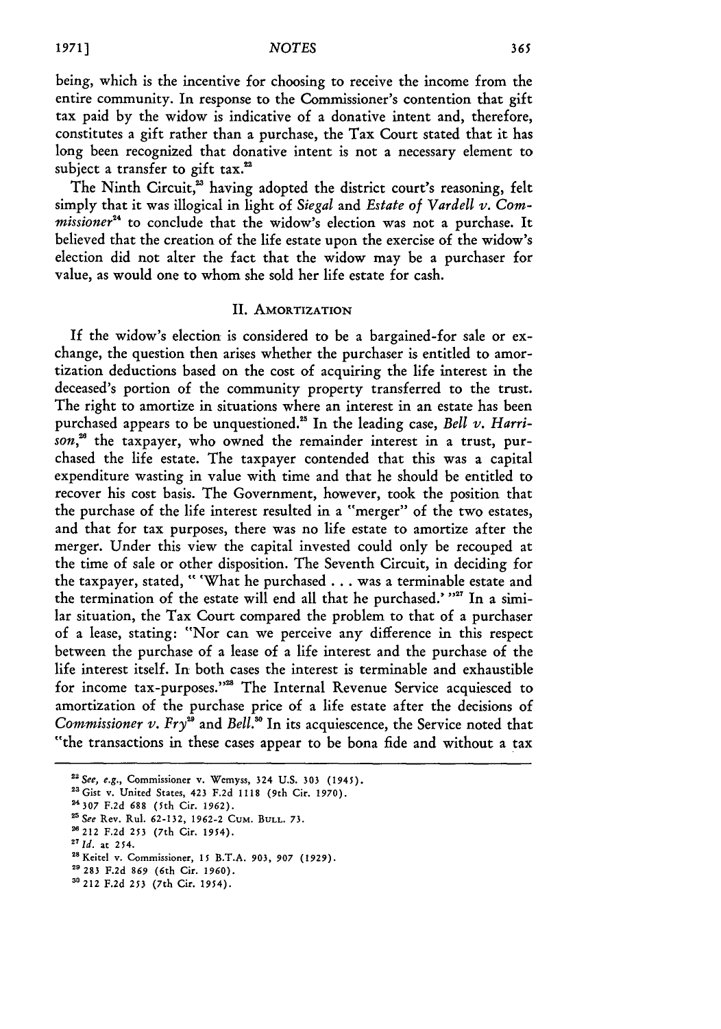being, which is the incentive for choosing to receive the income from the entire community. In response to the Commissioner's contention that gift tax paid by the widow is indicative of a donative intent and, therefore, constitutes a gift rather than a purchase, the Tax Court stated that it has long been recognized that donative intent is not a necessary element to subject a transfer to gift tax.[22]

The Ninth Circuit,[23] having adopted the district court's reasoning, felt simply that it was illogical in light of *Siegal* and *Estate of Vardell v. Commissioner*[24] to conclude that the widow's election was not a purchase. It believed that the creation of the life estate upon the exercise of the widow's election did not alter the fact that the widow may be a purchaser for value, as would one to whom she sold her life estate for cash.

## II. AMORTIZATION

If the widow's election is considered to be a bargained-for sale or exchange, the question then arises whether the purchaser is entitled to amortization deductions based on the cost of acquiring the life interest in the deceased's portion of the community property transferred to the trust. The right to amortize in situations where an interest in an estate has been purchased appears to be unquestioned.[25] In the leading case, *Bell v. Harrison*,[26] the taxpayer, who owned the remainder interest in a trust, purchased the life estate. The taxpayer contended that this was a capital expenditure wasting in value with time and that he should be entitled to recover his cost basis. The Government, however, took the position that the purchase of the life interest resulted in a "merger" of the two estates, and that for tax purposes, there was no life estate to amortize after the merger. Under this view the capital invested could only be recouped at the time of sale or other disposition. The Seventh Circuit, in deciding for the taxpayer, stated, " 'What he purchased . . . was a terminable estate and the termination of the estate will end all that he purchased.' "[27] In a similar situation, the Tax Court compared the problem to that of a purchaser of a lease, stating: "Nor can we perceive any difference in this respect between the purchase of a lease of a life interest and the purchase of the life interest itself. In both cases the interest is terminable and exhaustible for income tax-purposes."[28] The Internal Revenue Service acquiesced to amortization of the purchase price of a life estate after the decisions of *Commissioner v. Fry*[29] and *Bell*.[30] In its acquiescence, the Service noted that "the transactions in these cases appear to be bona fide and without a tax

---

[22] *See, e.g.*, Commissioner v. Wemyss, 324 U.S. 303 (1945).

[23] Gist v. United States, 423 F.2d 1118 (9th Cir. 1970).

[24] 307 F.2d 688 (5th Cir. 1962).

[25] *See* Rev. Rul. 62-132, 1962-2 CUM. BULL. 73.

[26] 212 F.2d 253 (7th Cir. 1954).

[27] *Id.* at 254.

[28] Keitel v. Commissioner, 15 B.T.A. 903, 907 (1929).

[29] 283 F.2d 869 (6th Cir. 1960).

[30] 212 F.2d 253 (7th Cir. 1954).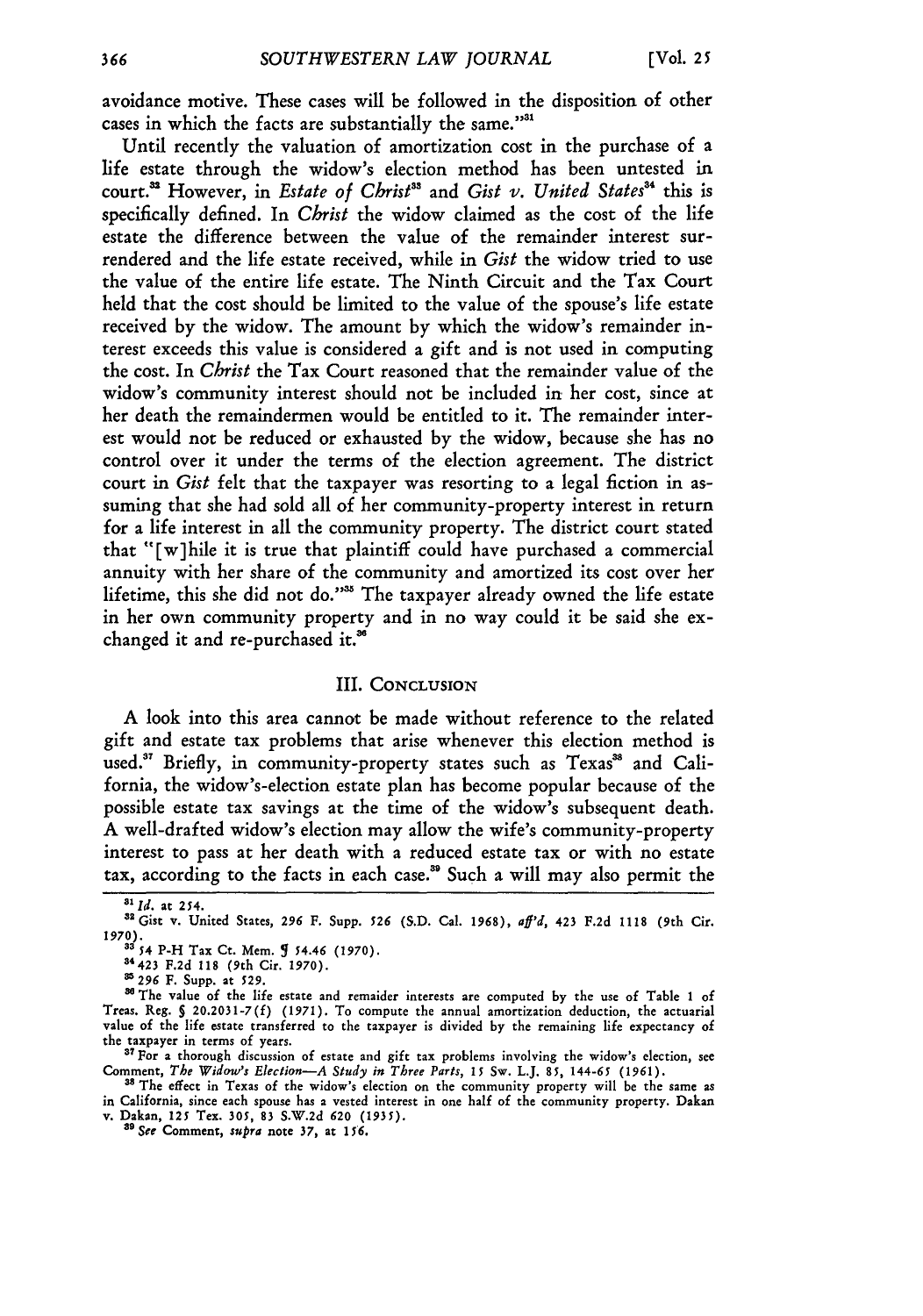avoidance motive. These cases will be followed in the disposition of other cases in which the facts are substantially the same."[31]

Until recently the valuation of amortization cost in the purchase of a life estate through the widow's election method has been untested in court.[32] However, in *Estate of Christ*[33] and *Gist v. United States*[34] this is specifically defined. In *Christ* the widow claimed as the cost of the life estate the difference between the value of the remainder interest surrendered and the life estate received, while in *Gist* the widow tried to use the value of the entire life estate. The Ninth Circuit and the Tax Court held that the cost should be limited to the value of the spouse's life estate received by the widow. The amount by which the widow's remainder interest exceeds this value is considered a gift and is not used in computing the cost. In *Christ* the Tax Court reasoned that the remainder value of the widow's community interest should not be included in her cost, since at her death the remaindermen would be entitled to it. The remainder interest would not be reduced or exhausted by the widow, because she has no control over it under the terms of the election agreement. The district court in *Gist* felt that the taxpayer was resorting to a legal fiction in assuming that she had sold all of her community-property interest in return for a life interest in all the community property. The district court stated that "[w]hile it is true that plaintiff could have purchased a commercial annuity with her share of the community and amortized its cost over her lifetime, this she did not do."[35] The taxpayer already owned the life estate in her own community property and in no way could it be said she exchanged it and re-purchased it.[36]

## III. Conclusion

A look into this area cannot be made without reference to the related gift and estate tax problems that arise whenever this election method is used.[37] Briefly, in community-property states such as Texas[38] and California, the widow's-election estate plan has become popular because of the possible estate tax savings at the time of the widow's subsequent death. A well-drafted widow's election may allow the wife's community-property interest to pass at her death with a reduced estate tax or with no estate tax, according to the facts in each case.[39] Such a will may also permit the

---

[31] *Id.* at 254.

[32] Gist v. United States, 296 F. Supp. 526 (S.D. Cal. 1968), *aff'd*, 423 F.2d 1118 (9th Cir. 1970).

[33] 54 P-H Tax Ct. Mem. ¶ 54.46 (1970).

[34] 423 F.2d 118 (9th Cir. 1970).

[35] 296 F. Supp. at 529.

[36] The value of the life estate and remaider interests are computed by the use of Table 1 of Treas. Reg. § 20.2031-7(f) (1971). To compute the annual amortization deduction, the actuarial value of the life estate transferred to the taxpayer is divided by the remaining life expectancy of the taxpayer in terms of years.

[37] For a thorough discussion of estate and gift tax problems involving the widow's election, see Comment, *The Widow's Election—A Study in Three Parts*, 15 Sw. L.J. 85, 144-65 (1961).

[38] The effect in Texas of the widow's election on the community property will be the same as in California, since each spouse has a vested interest in one half of the community property. Dakan v. Dakan, 125 Tex. 305, 83 S.W.2d 620 (1935).

[39] *See* Comment, *supra* note 37, at 156.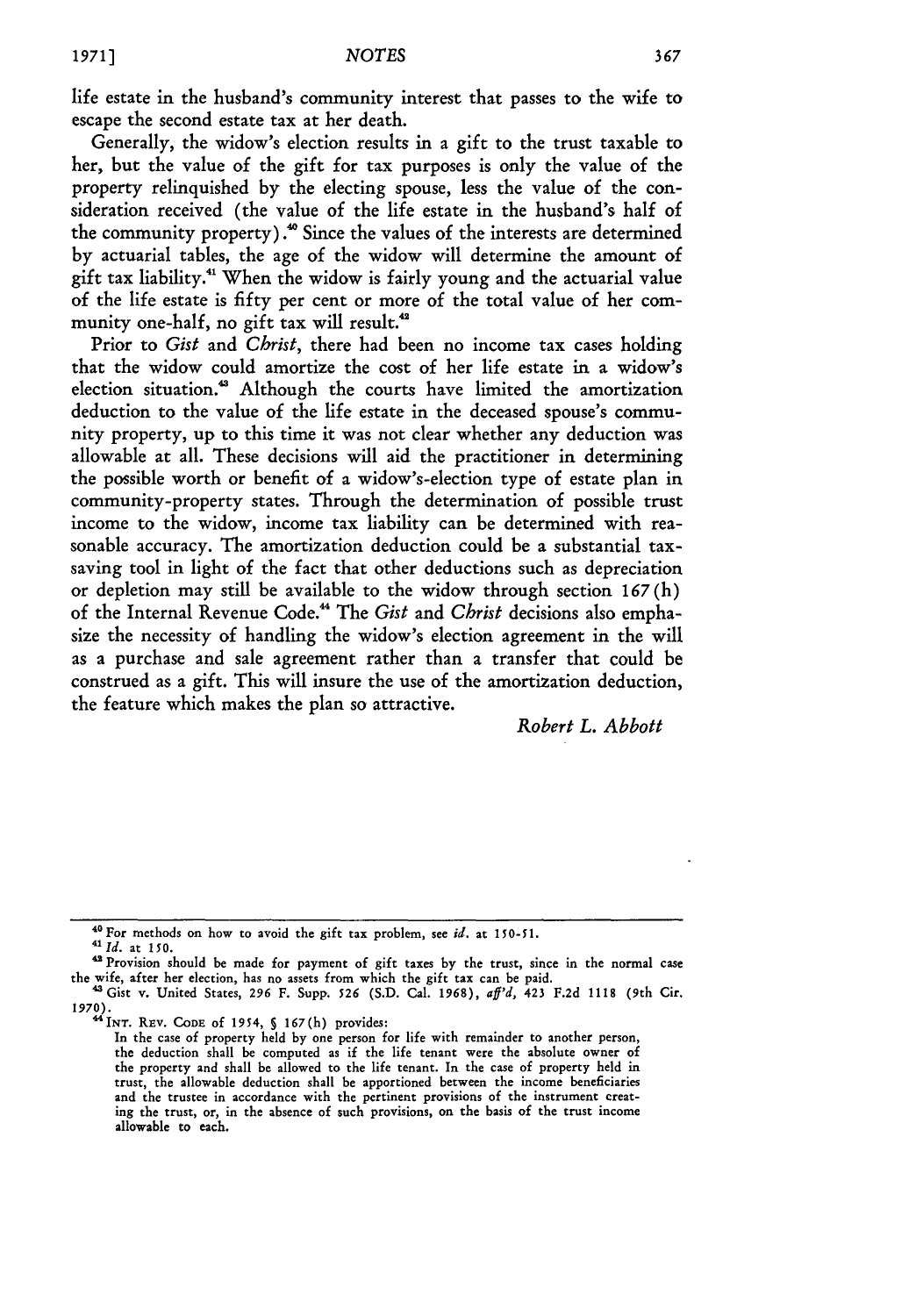life estate in the husband's community interest that passes to the wife to escape the second estate tax at her death.

Generally, the widow's election results in a gift to the trust taxable to her, but the value of the gift for tax purposes is only the value of the property relinquished by the electing spouse, less the value of the consideration received (the value of the life estate in the husband's half of the community property).[40] Since the values of the interests are determined by actuarial tables, the age of the widow will determine the amount of gift tax liability.[41] When the widow is fairly young and the actuarial value of the life estate is fifty per cent or more of the total value of her community one-half, no gift tax will result.[42]

Prior to *Gist* and *Christ*, there had been no income tax cases holding that the widow could amortize the cost of her life estate in a widow's election situation.[43] Although the courts have limited the amortization deduction to the value of the life estate in the deceased spouse's community property, up to this time it was not clear whether any deduction was allowable at all. These decisions will aid the practitioner in determining the possible worth or benefit of a widow's-election type of estate plan in community-property states. Through the determination of possible trust income to the widow, income tax liability can be determined with reasonable accuracy. The amortization deduction could be a substantial tax-saving tool in light of the fact that other deductions such as depreciation or depletion may still be available to the widow through section 167(h) of the Internal Revenue Code.[44] The *Gist* and *Christ* decisions also emphasize the necessity of handling the widow's election agreement in the will as a purchase and sale agreement rather than a transfer that could be construed as a gift. This will insure the use of the amortization deduction, the feature which makes the plan so attractive.

*Robert L. Abbott*

---

[40] For methods on how to avoid the gift tax problem, see *id.* at 150-51.

[41] *Id.* at 150.

[42] Provision should be made for payment of gift taxes by the trust, since in the normal case the wife, after her election, has no assets from which the gift tax can be paid.

[43] Gist v. United States, 296 F. Supp. 526 (S.D. Cal. 1968), *aff'd*, 423 F.2d 1118 (9th Cir. 1970).

[44] INT. REV. CODE of 1954, § 167(h) provides:

> In the case of property held by one person for life with remainder to another person, the deduction shall be computed as if the life tenant were the absolute owner of the property and shall be allowed to the life tenant. In the case of property held in trust, the allowable deduction shall be apportioned between the income beneficiaries and the trustee in accordance with the pertinent provisions of the instrument creating the trust, or, in the absence of such provisions, on the basis of the trust income allowable to each.